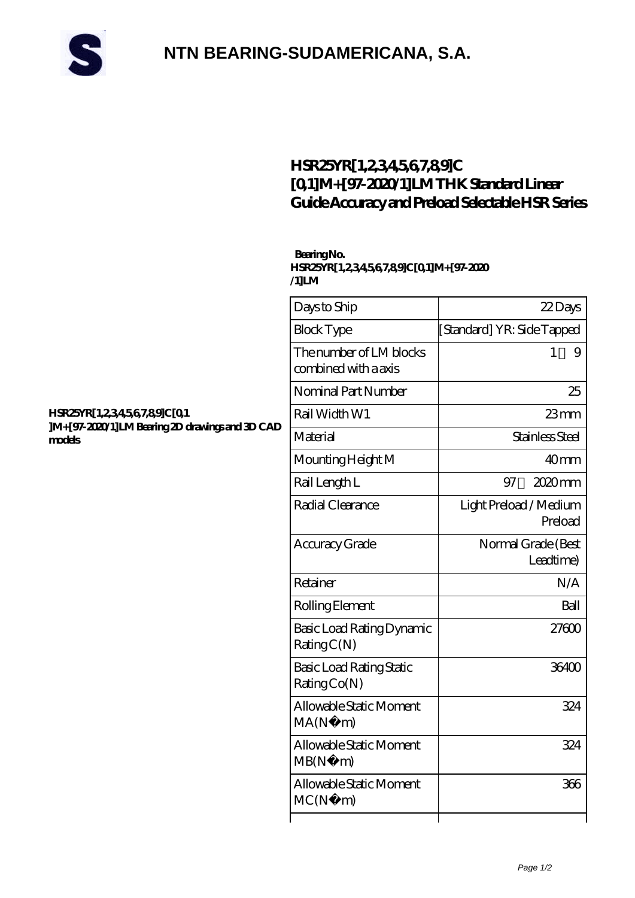# NTN BEARING-SUDAMERICANA, S.A.

## HSR25YR[1,2,3,4,5,6,7,8,9]C [0,1]M+[97-2020/1]LM THK Standard Linear Guide Accuracy and Preload Selectable HSR Series

**HSR25YR[1,2,3,4,5,6,7,8,9]C[0,1 ]M+[97-2020/1]LM Bearing 2D drawings and 3D CAD models**

**Bearing No. HSR25YR[1,2,3,4,5,6,7,8,9]C[0,1]M+[97-2020 /1]LM**

| | |
|---|---|
| Days to Ship | 22 Days |
| Block Type | [Standard] YR: Side Tapped |
| The number of LM blocks combined with a axis | 1 9 |
| Nominal Part Number | 25 |
| Rail Width W1 | 23 mm |
| Material | Stainless Steel |
| Mounting Height M | 40 mm |
| Rail Length L | 97 2020 mm |
| Radial Clearance | Light Preload / Medium Preload |
| Accuracy Grade | Normal Grade (Best Leadtime) |
| Retainer | N/A |
| Rolling Element | Ball |
| Basic Load Rating Dynamic Rating C(N) | 27600 |
| Basic Load Rating Static Rating Co(N) | 36400 |
| Allowable Static Moment MA(N·m) | 324 |
| Allowable Static Moment MB(N·m) | 324 |
| Allowable Static Moment MC(N·m) | 366 |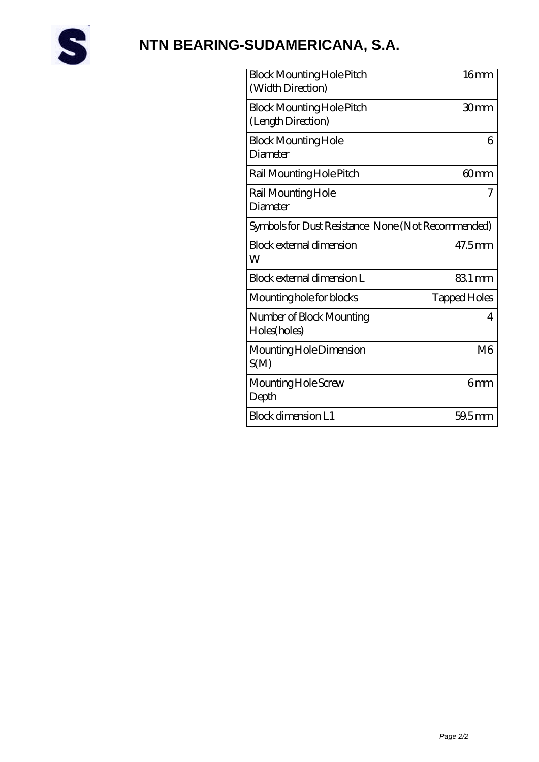# NTN BEARING-SUDAMERICANA, S.A.

| | |
|---|---|
| Block Mounting Hole Pitch (Width Direction) | 16 mm |
| Block Mounting Hole Pitch (Length Direction) | 30 mm |
| Block Mounting Hole Diameter | 6 |
| Rail Mounting Hole Pitch | 60 mm |
| Rail Mounting Hole Diameter | 7 |
| Symbols for Dust Resistance | None (Not Recommended) |
| Block external dimension W | 47.5 mm |
| Block external dimension L | 83.1 mm |
| Mounting hole for blocks | Tapped Holes |
| Number of Block Mounting Holes(holes) | 4 |
| Mounting Hole Dimension S(M) | M6 |
| Mounting Hole Screw Depth | 6 mm |
| Block dimension L1 | 59.5 mm |